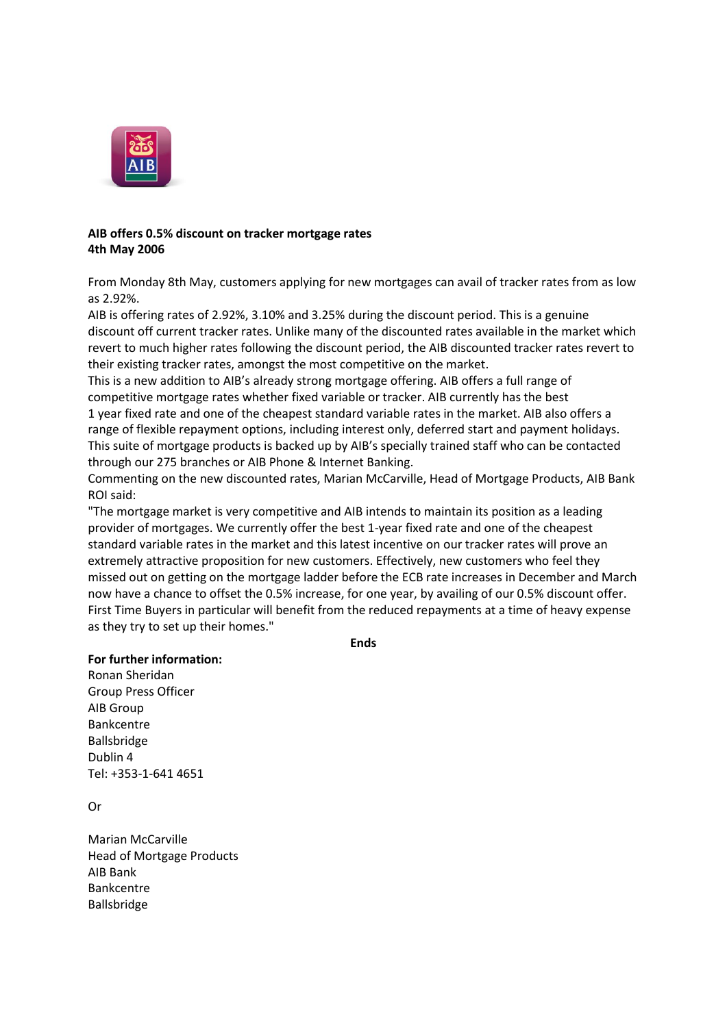**AIB offers 0.5% discount on tracker mortgage rates**
**4th May 2006**

From Monday 8th May, customers applying for new mortgages can avail of tracker rates from as low as 2.92%.

AIB is offering rates of 2.92%, 3.10% and 3.25% during the discount period. This is a genuine discount off current tracker rates. Unlike many of the discounted rates available in the market which revert to much higher rates following the discount period, the AIB discounted tracker rates revert to their existing tracker rates, amongst the most competitive on the market.

This is a new addition to AIB's already strong mortgage offering. AIB offers a full range of competitive mortgage rates whether fixed variable or tracker. AIB currently has the best 1 year fixed rate and one of the cheapest standard variable rates in the market. AIB also offers a range of flexible repayment options, including interest only, deferred start and payment holidays. This suite of mortgage products is backed up by AIB's specially trained staff who can be contacted through our 275 branches or AIB Phone & Internet Banking.

Commenting on the new discounted rates, Marian McCarville, Head of Mortgage Products, AIB Bank ROI said:

"The mortgage market is very competitive and AIB intends to maintain its position as a leading provider of mortgages. We currently offer the best 1-year fixed rate and one of the cheapest standard variable rates in the market and this latest incentive on our tracker rates will prove an extremely attractive proposition for new customers. Effectively, new customers who feel they missed out on getting on the mortgage ladder before the ECB rate increases in December and March now have a chance to offset the 0.5% increase, for one year, by availing of our 0.5% discount offer. First Time Buyers in particular will benefit from the reduced repayments at a time of heavy expense as they try to set up their homes."

**Ends**

**For further information:**
Ronan Sheridan
Group Press Officer
AIB Group
Bankcentre
Ballsbridge
Dublin 4
Tel: +353-1-641 4651

Or

Marian McCarville
Head of Mortgage Products
AIB Bank
Bankcentre
Ballsbridge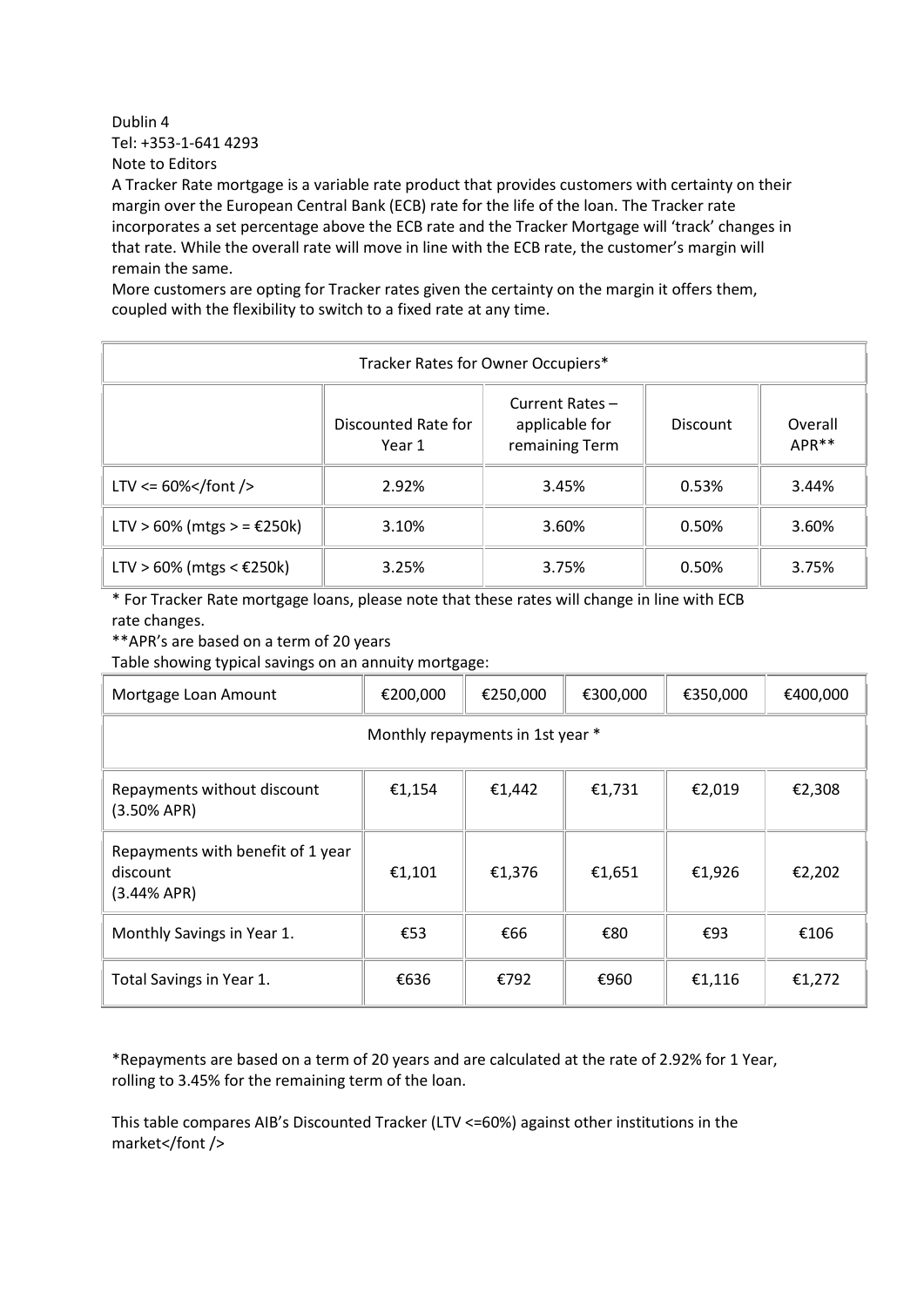Dublin 4
Tel: +353-1-641 4293
Note to Editors

A Tracker Rate mortgage is a variable rate product that provides customers with certainty on their margin over the European Central Bank (ECB) rate for the life of the loan. The Tracker rate incorporates a set percentage above the ECB rate and the Tracker Mortgage will 'track' changes in that rate. While the overall rate will move in line with the ECB rate, the customer's margin will remain the same.

More customers are opting for Tracker rates given the certainty on the margin it offers them, coupled with the flexibility to switch to a fixed rate at any time.

| Tracker Rates for Owner Occupiers* | | | | |
|---|---|---|---|---|
| | Discounted Rate for Year 1 | Current Rates – applicable for remaining Term | Discount | Overall APR** |
| LTV <= 60%</font /> | 2.92% | 3.45% | 0.53% | 3.44% |
| LTV > 60% (mtgs > = €250k) | 3.10% | 3.60% | 0.50% | 3.60% |
| LTV > 60% (mtgs < €250k) | 3.25% | 3.75% | 0.50% | 3.75% |

* For Tracker Rate mortgage loans, please note that these rates will change in line with ECB rate changes.

**APR's are based on a term of 20 years

Table showing typical savings on an annuity mortgage:

| Mortgage Loan Amount | €200,000 | €250,000 | €300,000 | €350,000 | €400,000 |
|---|---|---|---|---|---|
| Monthly repayments in 1st year * | | | | | |
| Repayments without discount (3.50% APR) | €1,154 | €1,442 | €1,731 | €2,019 | €2,308 |
| Repayments with benefit of 1 year discount (3.44% APR) | €1,101 | €1,376 | €1,651 | €1,926 | €2,202 |
| Monthly Savings in Year 1. | €53 | €66 | €80 | €93 | €106 |
| Total Savings in Year 1. | €636 | €792 | €960 | €1,116 | €1,272 |

*Repayments are based on a term of 20 years and are calculated at the rate of 2.92% for 1 Year, rolling to 3.45% for the remaining term of the loan.

This table compares AIB's Discounted Tracker (LTV <=60%) against other institutions in the market</font />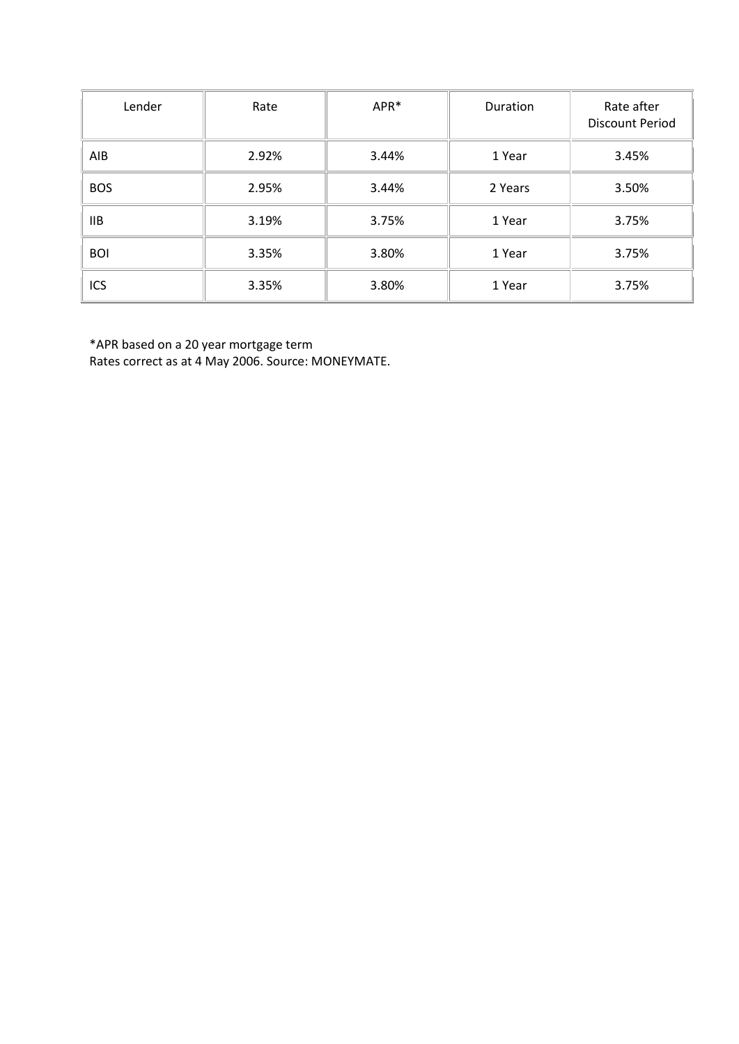| Lender | Rate | APR* | Duration | Rate after Discount Period |
| --- | --- | --- | --- | --- |
| AIB | 2.92% | 3.44% | 1 Year | 3.45% |
| BOS | 2.95% | 3.44% | 2 Years | 3.50% |
| IIB | 3.19% | 3.75% | 1 Year | 3.75% |
| BOI | 3.35% | 3.80% | 1 Year | 3.75% |
| ICS | 3.35% | 3.80% | 1 Year | 3.75% |

*APR based on a 20 year mortgage term
Rates correct as at 4 May 2006. Source: MONEYMATE.